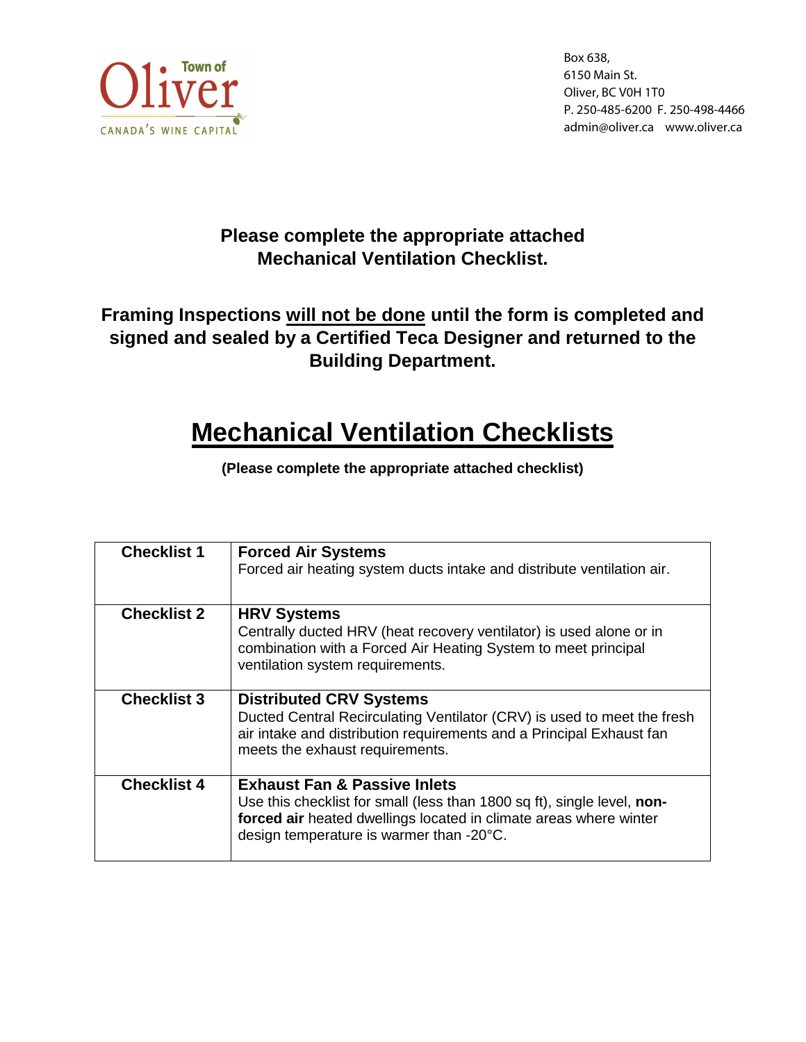Box 638,
6150 Main St.
Oliver, BC V0H 1T0
P. 250-485-6200 F. 250-498-4466
admin@oliver.ca www.oliver.ca

**Please complete the appropriate attached Mechanical Ventilation Checklist.**

**Framing Inspections <u>will not be done</u> until the form is completed and signed and sealed by a Certified Teca Designer and returned to the Building Department.**

# <u>Mechanical Ventilation Checklists</u>

**(Please complete the appropriate attached checklist)**

| | |
|---|---|
| **Checklist 1** | **Forced Air Systems**<br>Forced air heating system ducts intake and distribute ventilation air. |
| **Checklist 2** | **HRV Systems**<br>Centrally ducted HRV (heat recovery ventilator) is used alone or in combination with a Forced Air Heating System to meet principal ventilation system requirements. |
| **Checklist 3** | **Distributed CRV Systems**<br>Ducted Central Recirculating Ventilator (CRV) is used to meet the fresh air intake and distribution requirements and a Principal Exhaust fan meets the exhaust requirements. |
| **Checklist 4** | **Exhaust Fan & Passive Inlets**<br>Use this checklist for small (less than 1800 sq ft), single level, **non-forced air** heated dwellings located in climate areas where winter design temperature is warmer than -20°C. |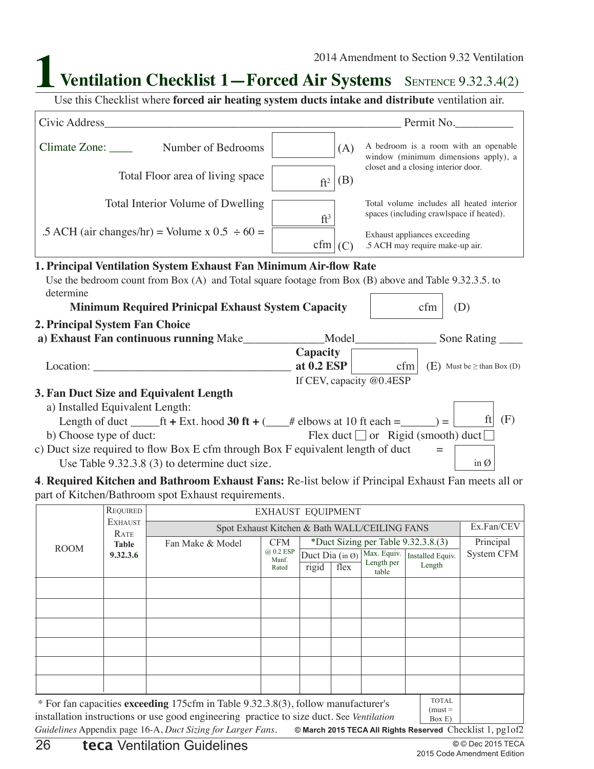2014 Amendment to Section 9.32 Ventilation

# 1 Ventilation Checklist 1—Forced Air Systems SENTENCE 9.32.3.4(2)

Use this Checklist where **forced air heating system ducts intake and distribute** ventilation air.

Civic Address___________________________________________________ Permit No.__________

Climate Zone: ____

| | | | |
|---|---|---|---|
| Number of Bedrooms | | (A) | A bedroom is a room with an openable window (minimum dimensions apply), a closet and a closing interior door. |
| Total Floor area of living space | ft² | (B) | |
| Total Interior Volume of Dwelling | ft³ | | Total volume includes all heated interior spaces (including crawlspace if heated). |
| .5 ACH (air changes/hr) = Volume x 0.5 ÷ 60 = | cfm | (C) | Exhaust appliances exceeding .5 ACH may require make-up air. |

**1. Principal Ventilation System Exhaust Fan Minimum Air-flow Rate**

Use the bedroom count from Box (A) and Total square footage from Box (B) above and Table 9.32.3.5. to determine

**Minimum Required Prinicpal Exhaust System Capacity** [ cfm ] (D)

**2. Principal System Fan Choice**

**a) Exhaust Fan continuous running** Make______________Model______________ Sone Rating ____

Location: ___________________________________ **Capacity at 0.2 ESP** [ cfm ] (E) Must be ≥ than Box (D)

If CEV, capacity @0.4ESP

**3. Fan Duct Size and Equivalent Length**

a) Installed Equivalent Length:

Length of duct _____ft **+** Ext. hood **30 ft +** (____# elbows at 10 ft each =______) = [ ft ] (F)

b) Choose type of duct: Flex duct ☐ or Rigid (smooth) duct ☐

c) Duct size required to flow Box E cfm through Box F equivalent length of duct = [ in Ø ]

Use Table 9.32.3.8 (3) to determine duct size.

**4. Required Kitchen and Bathroom Exhaust Fans:** Re-list below if Principal Exhaust Fan meets all or part of Kitchen/Bathroom spot Exhaust requirements.

| ROOM | REQUIRED EXHAUST RATE **Table 9.32.3.6** | EXHAUST EQUIPMENT | | | | | | |
|---|---|---|---|---|---|---|---|---|
| | | Spot Exhaust Kitchen & Bath WALL/CEILING FANS | | | | | | Ex.Fan/CEV |
| | | Fan Make & Model | CFM @ 0.2 ESP Manf. Rated | *Duct Sizing per Table 9.32.3.8.(3) | | | | Principal System CFM |
| | | | | Duct Dia (in Ø) rigid | Duct Dia (in Ø) flex | Max. Equiv. Length per table | Installed Equiv. Length | |
| | | | | | | | | |
| | | | | | | | | |
| | | | | | | | | |
| | | | | | | | | |
| | | | | | | | | |
| | | | | | | | | |
| | | | | | | | TOTAL (must = Box E) | |

\* For fan capacities **exceeding** 175cfm in Table 9.32.3.8(3), follow manufacturer's installation instructions or use good engineering practice to size duct. See *Ventilation Guidelines* Appendix page 16-A, *Duct Sizing for Larger Fans*.

© March 2015 TECA All Rights Reserved Checklist 1, pg1of2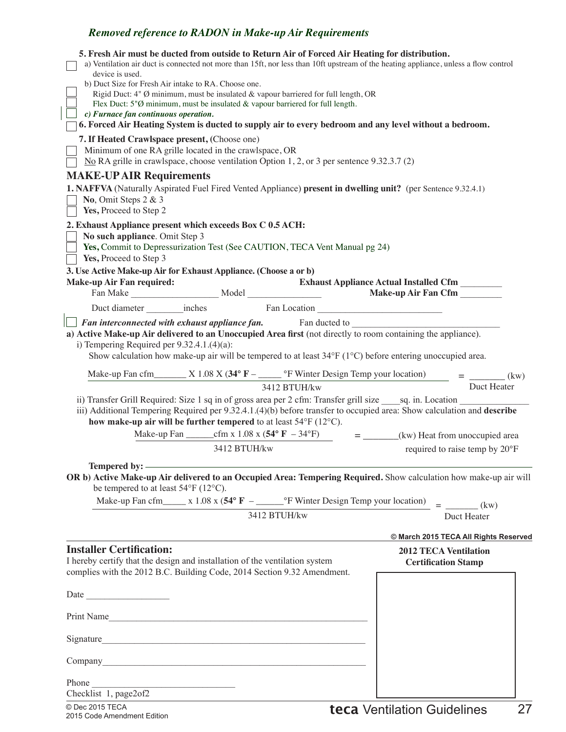*Removed reference to RADON in Make-up Air Requirements*

**5. Fresh Air must be ducted from outside to Return Air of Forced Air Heating for distribution.**

- ☐ a) Ventilation air duct is connected not more than 15ft, nor less than 10ft upstream of the heating appliance, unless a flow control device is used.
- b) Duct Size for Fresh Air intake to RA. Choose one.
  - ☐ Rigid Duct: 4" Ø minimum, must be insulated & vapour barriered for full length, OR
  - ☐ Flex Duct: 5"Ø minimum, must be insulated & vapour barriered for full length.
- ☐ *c) Furnace fan continuous operation.*

☐ **6. Forced Air Heating System is ducted to supply air to every bedroom and any level without a bedroom.**

**7. If Heated Crawlspace present,** (Choose one)

- ☐ Minimum of one RA grille located in the crawlspace, OR
- ☐ No RA grille in crawlspace, choose ventilation Option 1, 2, or 3 per sentence 9.32.3.7 (2)

## MAKE-UP AIR Requirements

**1. NAFFVA** (Naturally Aspirated Fuel Fired Vented Appliance) **present in dwelling unit?** (per Sentence 9.32.4.1)

- ☐ **No**, Omit Steps 2 & 3
- ☐ **Yes,** Proceed to Step 2

**2. Exhaust Appliance present which exceeds Box C 0.5 ACH:**

- ☐ **No such appliance**. Omit Step 3
- ☐ **Yes,** Commit to Depressurization Test (See CAUTION, TECA Vent Manual pg 24)
- ☐ **Yes,** Proceed to Step 3

**3. Use Active Make-up Air for Exhaust Appliance. (Choose a or b)**

**Make-up Air Fan required:** **Exhaust Appliance Actual Installed Cfm** _________

Fan Make __________________ Model ________________ **Make-up Air Fan Cfm** _________

Duct diameter ________inches Fan Location __________________________

☐ *Fan interconnected with exhaust appliance fan.* Fan ducted to ________________________________

**a) Active Make-up Air delivered to an Unoccupied Area first** (not directly to room containing the appliance).

i) Tempering Required per 9.32.4.1.(4)(a):

Show calculation how make-up air will be tempered to at least 34°F (1°C) before entering unoccupied area.

$$\frac{\text{Make-up Fan cfm\_\_\_\_\_\_\_} \times 1.08 \times (\mathbf{34°\ F} - \text{\_\_\_\_\_ °F Winter Design Temp your location})}{3412\ \text{BTUH/kw}} = \text{\_\_\_\_\_\_\_ (kw) Duct Heater}$$

ii) Transfer Grill Required: Size 1 sq in of gross area per 2 cfm: Transfer grill size ____sq. in. Location _______________

iii) Additional Tempering Required per 9.32.4.1.(4)(b) before transfer to occupied area: Show calculation and **describe how make-up air will be further tempered** to at least 54°F (12°C).

$$\frac{\text{Make-up Fan \_\_\_\_\_\_cfm} \times 1.08 \times (\mathbf{54°\ F} - 34°\text{F})}{3412\ \text{BTUH/kw}} = \text{\_\_\_\_\_\_\_(kw) Heat from unoccupied area required to raise temp by 20°F}$$

**Tempered by:** ____________________________________________

**OR b) Active Make-up Air delivered to an Occupied Area: Tempering Required.** Show calculation how make-up air will be tempered to at least 54°F (12°C).

$$\frac{\text{Make-up Fan cfm\_\_\_\_\_} \times 1.08 \times (\mathbf{54°\ F} - \text{\_\_\_\_\_\_°F Winter Design Temp your location})}{3412\ \text{BTUH/kw}} = \text{\_\_\_\_\_\_\_ (kw) Duct Heater}$$

**© March 2015 TECA All Rights Reserved**

### Installer Certification:

I hereby certify that the design and installation of the ventilation system complies with the 2012 B.C. Building Code, 2014 Section 9.32 Amendment.

Date __________________

Print Name__________________________________________________________

Signature__________________________________________________________

Company__________________________________________________________

Phone ______________________________

Checklist 1, page2of2

**2012 TECA Ventilation Certification Stamp**

© Dec 2015 TECA
2015 Code Amendment Edition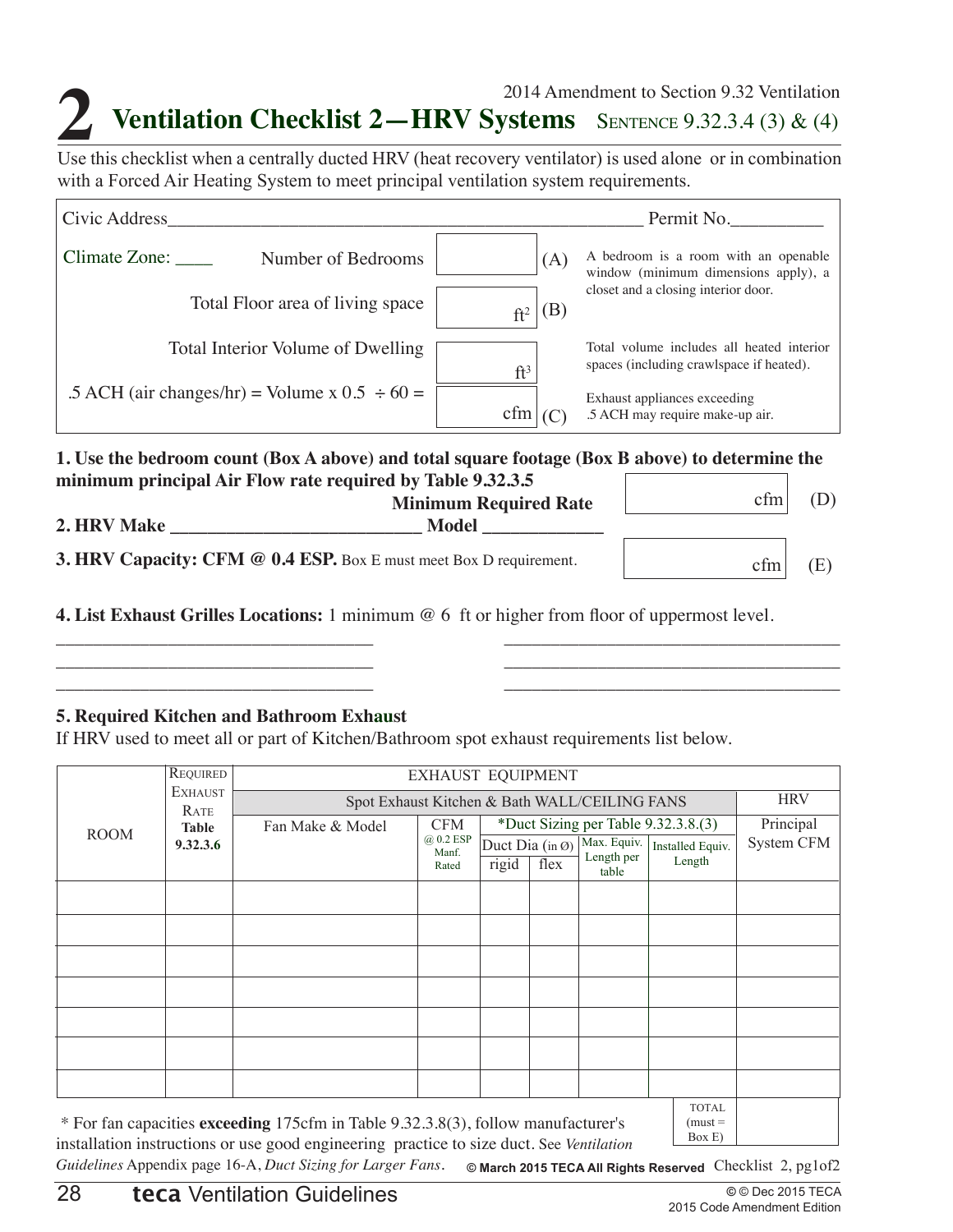2014 Amendment to Section 9.32 Ventilation

# 2 Ventilation Checklist 2—HRV Systems — Sentence 9.32.3.4 (3) & (4)

Use this checklist when a centrally ducted HRV (heat recovery ventilator) is used alone or in combination with a Forced Air Heating System to meet principal ventilation system requirements.

Civic Address______________________________________________________ Permit No.__________

Climate Zone: ____

| | | | |
|---|---|---|---|
| Number of Bedrooms | | (A) | A bedroom is a room with an openable window (minimum dimensions apply), a closet and a closing interior door. |
| Total Floor area of living space | ft² | (B) | |
| Total Interior Volume of Dwelling | ft³ | | Total volume includes all heated interior spaces (including crawlspace if heated). |
| .5 ACH (air changes/hr) = Volume x 0.5 ÷ 60 = | cfm | (C) | Exhaust appliances exceeding .5 ACH may require make-up air. |

**1. Use the bedroom count (Box A above) and total square footage (Box B above) to determine the minimum principal Air Flow rate required by Table 9.32.3.5**

**Minimum Required Rate** ________ cfm (D)

**2. HRV Make** ___________________________ **Model** _____________

**3. HRV Capacity: CFM @ 0.4 ESP.** Box E must meet Box D requirement. ________ cfm (E)

**4. List Exhaust Grilles Locations:** 1 minimum @ 6 ft or higher from floor of uppermost level.

___________________________________ ___________________________________
___________________________________ ___________________________________
___________________________________ ___________________________________

**5. Required Kitchen and Bathroom Exhaust**

If HRV used to meet all or part of Kitchen/Bathroom spot exhaust requirements list below.

| ROOM | Required Exhaust Rate **Table 9.32.3.6** | EXHAUST EQUIPMENT | | | | | | HRV |
|---|---|---|---|---|---|---|---|---|
| | | Spot Exhaust Kitchen & Bath WALL/CEILING FANS | | | | | | |
| | | Fan Make & Model | CFM @ 0.2 ESP Manf. Rated | *Duct Sizing per Table 9.32.3.8.(3) | | | | Principal System CFM |
| | | | | Duct Dia (in Ø) | | Max. Equiv. Length per table | Installed Equiv. Length | |
| | | | | rigid | flex | | | |
| | | | | | | | | |
| | | | | | | | | |
| | | | | | | | | |
| | | | | | | | | |
| | | | | | | | | |
| | | | | | | | | |
| | | | | | | | | |
| | | | | | | | TOTAL (must = Box E) | |

\* For fan capacities **exceeding** 175cfm in Table 9.32.3.8(3), follow manufacturer's installation instructions or use good engineering practice to size duct. See *Ventilation Guidelines* Appendix page 16-A, *Duct Sizing for Larger Fans*.

© March 2015 TECA All Rights Reserved — Checklist 2, pg1of2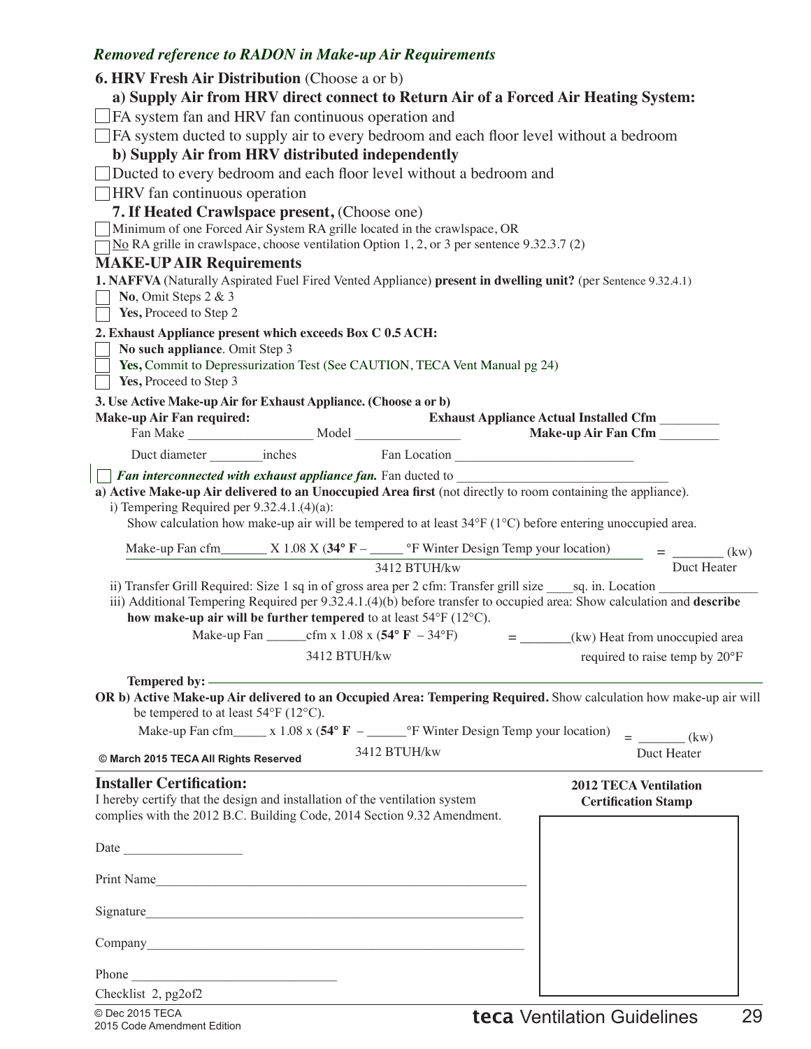*Removed reference to RADON in Make-up Air Requirements*

**6. HRV Fresh Air Distribution** (Choose a or b)

**a) Supply Air from HRV direct connect to Return Air of a Forced Air Heating System:**

☐ FA system fan and HRV fan continuous operation and

☐ FA system ducted to supply air to every bedroom and each floor level without a bedroom

**b) Supply Air from HRV distributed independently**

☐ Ducted to every bedroom and each floor level without a bedroom and

☐ HRV fan continuous operation

**7. If Heated Crawlspace present,** (Choose one)

☐ Minimum of one Forced Air System RA grille located in the crawlspace, OR

☐ No RA grille in crawlspace, choose ventilation Option 1, 2, or 3 per sentence 9.32.3.7 (2)

## MAKE-UP AIR Requirements

**1. NAFFVA** (Naturally Aspirated Fuel Fired Vented Appliance) **present in dwelling unit?** (per Sentence 9.32.4.1)

☐ **No**, Omit Steps 2 & 3

☐ **Yes,** Proceed to Step 2

**2. Exhaust Appliance present which exceeds Box C 0.5 ACH:**

☐ **No such appliance**. Omit Step 3

☐ **Yes,** Commit to Depressurization Test (See CAUTION, TECA Vent Manual pg 24)

☐ **Yes,** Proceed to Step 3

**3. Use Active Make-up Air for Exhaust Appliance. (Choose a or b)**

**Make-up Air Fan required:** **Exhaust Appliance Actual Installed Cfm** _________

Fan Make ___________________ Model ________________ **Make-up Air Fan Cfm** _________

Duct diameter ________inches Fan Location ___________________________

☐ ***Fan interconnected with exhaust appliance fan.*** Fan ducted to ________________________________

**a) Active Make-up Air delivered to an Unoccupied Area first** (not directly to room containing the appliance).

i) Tempering Required per 9.32.4.1.(4)(a):

Show calculation how make-up air will be tempered to at least 34°F (1°C) before entering unoccupied area.

$$\frac{\text{Make-up Fan cfm\_\_\_\_\_\_\_} \times 1.08 \times (\mathbf{34°F} - \text{\_\_\_\_\_ °F Winter Design Temp your location})}{3412 \text{ BTUH/kw}} = \text{\_\_\_\_\_\_\_ (kw) Duct Heater}$$

ii) Transfer Grill Required: Size 1 sq in of gross area per 2 cfm: Transfer grill size ____sq. in. Location _______________

iii) Additional Tempering Required per 9.32.4.1.(4)(b) before transfer to occupied area: Show calculation and **describe how make-up air will be further tempered** to at least 54°F (12°C).

$$\frac{\text{Make-up Fan \_\_\_\_\_\_cfm} \times 1.08 \times (\mathbf{54°F} - 34°F)}{3412 \text{ BTUH/kw}} = \text{\_\_\_\_\_\_\_(kw) Heat from unoccupied area required to raise temp by 20°F}$$

**Tempered by:** ________________________________

**OR b) Active Make-up Air delivered to an Occupied Area: Tempering Required.** Show calculation how make-up air will be tempered to at least 54°F (12°C).

$$\frac{\text{Make-up Fan cfm\_\_\_\_\_} \times 1.08 \times (\mathbf{54°F} - \text{\_\_\_\_\_\_°F Winter Design Temp your location})}{3412 \text{ BTUH/kw}} = \text{\_\_\_\_\_\_\_ (kw) Duct Heater}$$

**© March 2015 TECA All Rights Reserved**

## Installer Certification:

I hereby certify that the design and installation of the ventilation system complies with the 2012 B.C. Building Code, 2014 Section 9.32 Amendment.

Date __________________

Print Name_________________________________________________________

Signature__________________________________________________________

Company___________________________________________________________

Phone _______________________________

**2012 TECA Ventilation Certification Stamp**

Checklist 2, pg2of2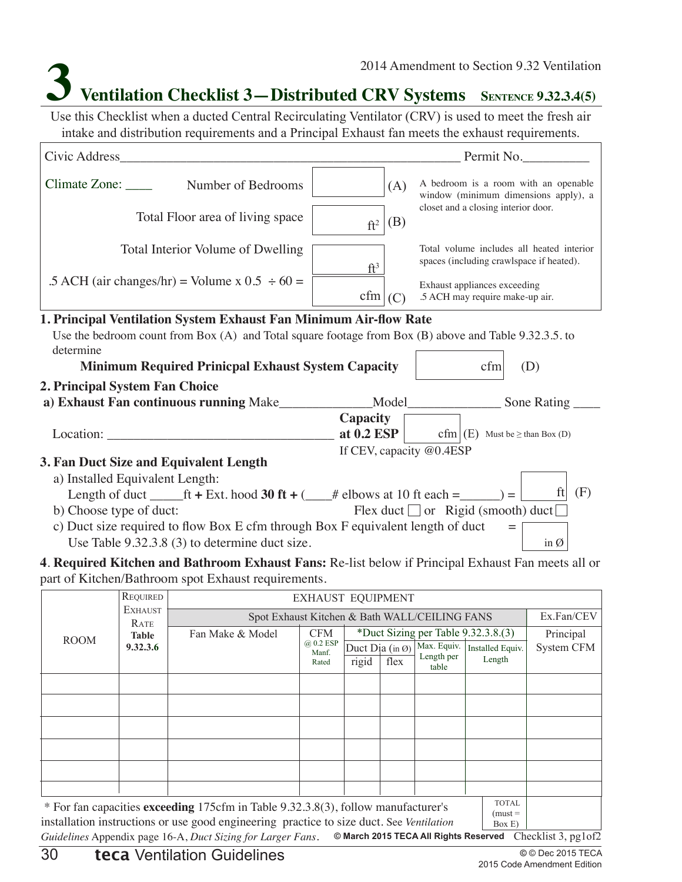2014 Amendment to Section 9.32 Ventilation

# 3 Ventilation Checklist 3—Distributed CRV Systems SENTENCE 9.32.3.4(5)

Use this Checklist when a ducted Central Recirculating Ventilator (CRV) is used to meet the fresh air intake and distribution requirements and a Principal Exhaust fan meets the exhaust requirements.

Civic Address_____________________________________________________ Permit No.__________

Climate Zone: ____

| | | | |
|---|---|---|---|
| Number of Bedrooms | | (A) | A bedroom is a room with an openable window (minimum dimensions apply), a closet and a closing interior door. |
| Total Floor area of living space | ft² | (B) | |
| Total Interior Volume of Dwelling | ft³ | | Total volume includes all heated interior spaces (including crawlspace if heated). |
| .5 ACH (air changes/hr) = Volume x 0.5 ÷ 60 = | cfm | (C) | Exhaust appliances exceeding .5 ACH may require make-up air. |

## 1. Principal Ventilation System Exhaust Fan Minimum Air-flow Rate

Use the bedroom count from Box (A) and Total square footage from Box (B) above and Table 9.32.3.5. to determine

**Minimum Required Prinicpal Exhaust System Capacity** ______ cfm (D)

## 2. Principal System Fan Choice

**a) Exhaust Fan continuous running** Make______________Model______________ Sone Rating ____

Location: __________________________________ **Capacity at 0.2 ESP** ______ cfm (E) Must be ≥ than Box (D)

If CEV, capacity @0.4ESP

## 3. Fan Duct Size and Equivalent Length

a) Installed Equivalent Length:

Length of duct _____ft **+** Ext. hood **30 ft +** (____# elbows at 10 ft each =______) = ______ ft (F)

b) Choose type of duct: Flex duct ☐ or Rigid (smooth) duct ☐

c) Duct size required to flow Box E cfm through Box F equivalent length of duct = ______ in Ø

Use Table 9.32.3.8 (3) to determine duct size.

**4**. **Required Kitchen and Bathroom Exhaust Fans:** Re-list below if Principal Exhaust Fan meets all or part of Kitchen/Bathroom spot Exhaust requirements.

| ROOM | REQUIRED EXHAUST RATE **Table 9.32.3.6** | EXHAUST EQUIPMENT | | | | | | |
|---|---|---|---|---|---|---|---|---|
| | | Spot Exhaust Kitchen & Bath WALL/CEILING FANS | | | | | | Ex.Fan/CEV |
| | | Fan Make & Model | CFM @ 0.2 ESP Manf. Rated | *Duct Sizing per Table 9.32.3.8.(3) | | | | Principal System CFM |
| | | | | Duct Dia (in Ø) rigid | Duct Dia (in Ø) flex | Max. Equiv. Length per table | Installed Equiv. Length | |
| | | | | | | | | |
| | | | | | | | | |
| | | | | | | | | |
| | | | | | | | | |
| | | | | | | | | |
| | | | | | | | | |
| | | | | | | | TOTAL (must = Box E) | |

* For fan capacities **exceeding** 175cfm in Table 9.32.3.8(3), follow manufacturer's installation instructions or use good engineering practice to size duct. See *Ventilation Guidelines* Appendix page 16-A, *Duct Sizing for Larger Fans*.

© March 2015 TECA All Rights Reserved Checklist 3, pg1of2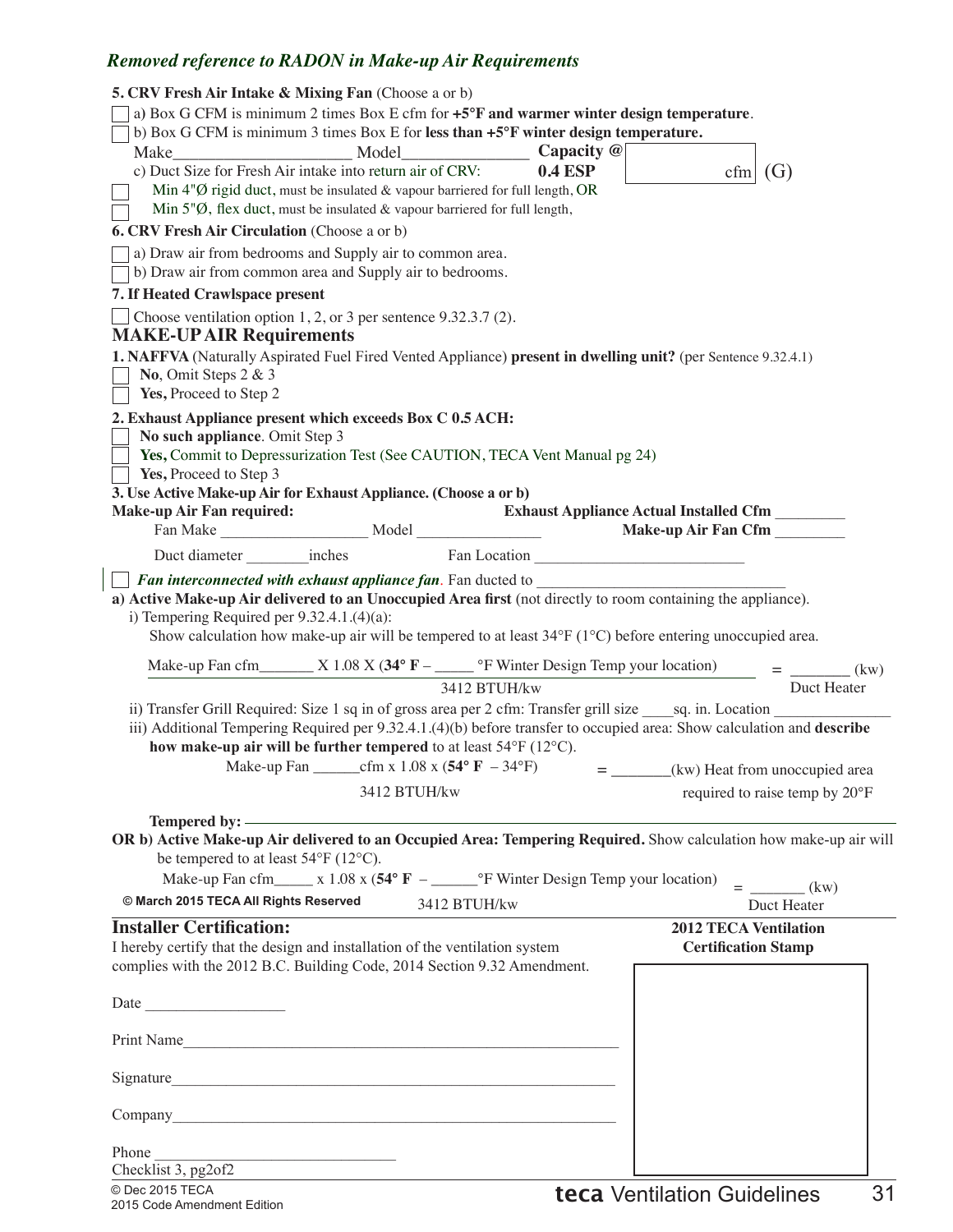*Removed reference to RADON in Make-up Air Requirements*

**5. CRV Fresh Air Intake & Mixing Fan** (Choose a or b)

☐ a) Box G CFM is minimum 2 times Box E cfm for **+5°F and warmer winter design temperature**.

☐ b) Box G CFM is minimum 3 times Box E for **less than +5°F winter design temperature.**

Make_____________________ Model_______________ **Capacity @ 0.4 ESP** [ cfm ] (G)

c) Duct Size for Fresh Air intake into return air of CRV:

☐ Min 4"Ø rigid duct, must be insulated & vapour barriered for full length, OR

☐ Min 5"Ø, flex duct, must be insulated & vapour barriered for full length,

**6. CRV Fresh Air Circulation** (Choose a or b)

☐ a) Draw air from bedrooms and Supply air to common area.

☐ b) Draw air from common area and Supply air to bedrooms.

**7. If Heated Crawlspace present**

☐ Choose ventilation option 1, 2, or 3 per sentence 9.32.3.7 (2).

## MAKE-UP AIR Requirements

**1. NAFFVA** (Naturally Aspirated Fuel Fired Vented Appliance) **present in dwelling unit?** (per Sentence 9.32.4.1)

☐ **No**, Omit Steps 2 & 3

☐ **Yes,** Proceed to Step 2

**2. Exhaust Appliance present which exceeds Box C 0.5 ACH:**

☐ **No such appliance**. Omit Step 3

☐ **Yes,** Commit to Depressurization Test (See CAUTION, TECA Vent Manual pg 24)

☐ **Yes,** Proceed to Step 3

**3. Use Active Make-up Air for Exhaust Appliance. (Choose a or b)**

**Make-up Air Fan required:** **Exhaust Appliance Actual Installed Cfm** _________

Fan Make ___________________ Model ________________ **Make-up Air Fan Cfm** _________

Duct diameter ________inches Fan Location __________________________

☐ ***Fan interconnected with exhaust appliance fan***. Fan ducted to ________________________________

**a) Active Make-up Air delivered to an Unoccupied Area first** (not directly to room containing the appliance).

i) Tempering Required per 9.32.4.1.(4)(a):

Show calculation how make-up air will be tempered to at least 34°F (1°C) before entering unoccupied area.

$$\frac{\text{Make-up Fan cfm\_\_\_\_\_\_\_} \times 1.08 \times (\mathbf{34°\,F} - \text{\_\_\_\_\_}\,°\text{F Winter Design Temp your location})}{3412\ \text{BTUH/kw}} = \text{\_\_\_\_\_\_\_\_ (kw) Duct Heater}$$

ii) Transfer Grill Required: Size 1 sq in of gross area per 2 cfm: Transfer grill size ____sq. in. Location _______________

iii) Additional Tempering Required per 9.32.4.1.(4)(b) before transfer to occupied area: Show calculation and **describe how make-up air will be further tempered** to at least 54°F (12°C).

$$\frac{\text{Make-up Fan \_\_\_\_\_\_cfm} \times 1.08 \times (\mathbf{54°\,F} - 34°\text{F})}{3412\ \text{BTUH/kw}} = \text{\_\_\_\_\_\_\_\_(kw) Heat from unoccupied area required to raise temp by 20°F}$$

**Tempered by:** ____________________________________________

**OR b) Active Make-up Air delivered to an Occupied Area: Tempering Required.** Show calculation how make-up air will be tempered to at least 54°F (12°C).

$$\frac{\text{Make-up Fan cfm\_\_\_\_\_} \times 1.08 \times (\mathbf{54°\,F} - \text{\_\_\_\_\_\_}\,°\text{F Winter Design Temp your location})}{3412\ \text{BTUH/kw}} = \text{\_\_\_\_\_\_\_ (kw) Duct Heater}$$

© March 2015 TECA All Rights Reserved

**Installer Certification:**

I hereby certify that the design and installation of the ventilation system complies with the 2012 B.C. Building Code, 2014 Section 9.32 Amendment.

Date __________________

Print Name__________________________________________________________

Signature___________________________________________________________

Company____________________________________________________________

Phone ______________________________

Checklist 3, pg2of2

**2012 TECA Ventilation Certification Stamp**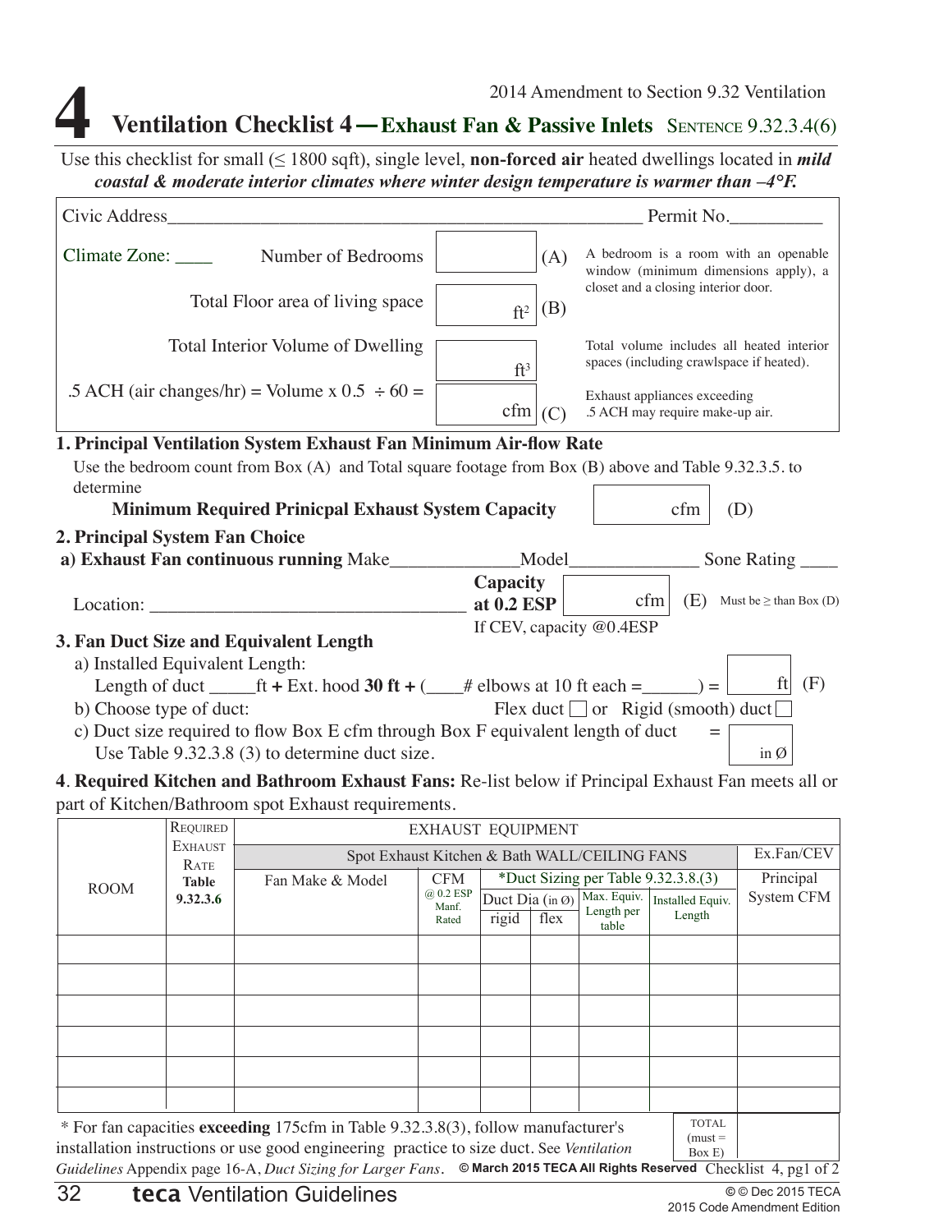2014 Amendment to Section 9.32 Ventilation

# 4 Ventilation Checklist 4 — Exhaust Fan & Passive Inlets SENTENCE 9.32.3.4(6)

Use this checklist for small (≤ 1800 sqft), single level, **non-forced air** heated dwellings located in ***mild coastal & moderate interior climates where winter design temperature is warmer than –4°F.***

Civic Address_______________________________________________ Permit No.__________

Climate Zone: ____

| | | | |
|---|---|---|---|
| Number of Bedrooms | | (A) | A bedroom is a room with an openable window (minimum dimensions apply), a closet and a closing interior door. |
| Total Floor area of living space | ft² | (B) | |
| Total Interior Volume of Dwelling | ft³ | | Total volume includes all heated interior spaces (including crawlspace if heated). |
| .5 ACH (air changes/hr) = Volume x 0.5 ÷ 60 = | cfm | (C) | Exhaust appliances exceeding .5 ACH may require make-up air. |

## 1. Principal Ventilation System Exhaust Fan Minimum Air-flow Rate

Use the bedroom count from Box (A) and Total square footage from Box (B) above and Table 9.32.3.5. to determine

**Minimum Required Prinicpal Exhaust System Capacity** ______ cfm (D)

## 2. Principal System Fan Choice

**a) Exhaust Fan continuous running** Make______________Model______________ Sone Rating ____

Location: ___________________________________ **Capacity at 0.2 ESP** ______ cfm (E) Must be ≥ than Box (D)

If CEV, capacity @0.4ESP

## 3. Fan Duct Size and Equivalent Length

a) Installed Equivalent Length:

Length of duct _____ft **+** Ext. hood **30 ft +** (____# elbows at 10 ft each =______) = ______ ft (F)

b) Choose type of duct: Flex duct ☐ or Rigid (smooth) duct ☐

c) Duct size required to flow Box E cfm through Box F equivalent length of duct = ______ in Ø

Use Table 9.32.3.8 (3) to determine duct size.

**4**. **Required Kitchen and Bathroom Exhaust Fans:** Re-list below if Principal Exhaust Fan meets all or part of Kitchen/Bathroom spot Exhaust requirements.

| ROOM | REQUIRED EXHAUST RATE **Table 9.32.3.6** | EXHAUST EQUIPMENT | | | | | | Ex.Fan/CEV |
|---|---|---|---|---|---|---|---|---|
| | | Spot Exhaust Kitchen & Bath WALL/CEILING FANS | | | | | | |
| | | Fan Make & Model | CFM @ 0.2 ESP Manf. Rated | *Duct Sizing per Table 9.32.3.8.(3) | | | | Principal System CFM |
| | | | | Duct Dia (in Ø) | | Max. Equiv. Length per table | Installed Equiv. Length | |
| | | | | rigid | flex | | | |
| | | | | | | | | |
| | | | | | | | | |
| | | | | | | | | |
| | | | | | | | | |
| | | | | | | | | |
| | | | | | | | | |
| | | | | | | | TOTAL (must = Box E) | |

\* For fan capacities **exceeding** 175cfm in Table 9.32.3.8(3), follow manufacturer's installation instructions or use good engineering practice to size duct. See *Ventilation Guidelines* Appendix page 16-A, *Duct Sizing for Larger Fans*. **© March 2015 TECA All Rights Reserved** Checklist 4, pg1 of 2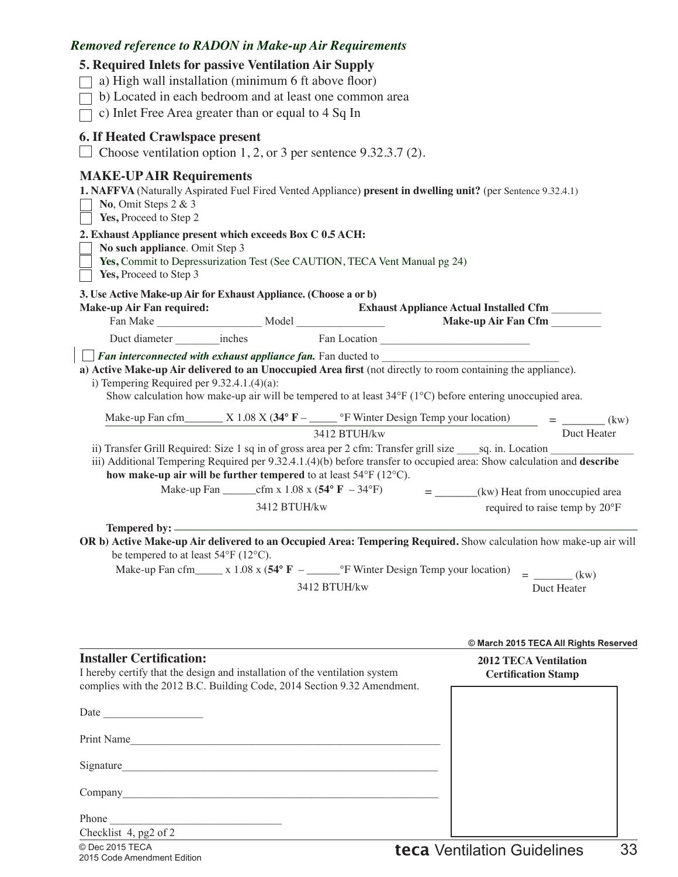*Removed reference to RADON in Make-up Air Requirements*

### 5. Required Inlets for passive Ventilation Air Supply

- ☐ a) High wall installation (minimum 6 ft above floor)
- ☐ b) Located in each bedroom and at least one common area
- ☐ c) Inlet Free Area greater than or equal to 4 Sq In

### 6. If Heated Crawlspace present

- ☐ Choose ventilation option 1, 2, or 3 per sentence 9.32.3.7 (2).

### MAKE-UP AIR Requirements

**1. NAFFVA** (Naturally Aspirated Fuel Fired Vented Appliance) **present in dwelling unit?** (per Sentence 9.32.4.1)

- ☐ **No**, Omit Steps 2 & 3
- ☐ **Yes,** Proceed to Step 2

**2. Exhaust Appliance present which exceeds Box C 0.5 ACH:**

- ☐ **No such appliance**. Omit Step 3
- ☐ **Yes,** Commit to Depressurization Test (See CAUTION, TECA Vent Manual pg 24)
- ☐ **Yes,** Proceed to Step 3

**3. Use Active Make-up Air for Exhaust Appliance. (Choose a or b)**

**Make-up Air Fan required:** **Exhaust Appliance Actual Installed Cfm** _________

Fan Make ___________________ Model ________________ **Make-up Air Fan Cfm** _________

Duct diameter ________inches Fan Location ___________________________

☐ ***Fan interconnected with exhaust appliance fan.*** Fan ducted to _______________________________

**a) Active Make-up Air delivered to an Unoccupied Area first** (not directly to room containing the appliance).

i) Tempering Required per 9.32.4.1.(4)(a):

Show calculation how make-up air will be tempered to at least 34°F (1°C) before entering unoccupied area.

$$\frac{\text{Make-up Fan cfm\_\_\_\_\_\_\_} \times 1.08 \times (\mathbf{34°\ F} - \text{\_\_\_\_\_ °F Winter Design Temp your location})}{3412\ \text{BTUH/kw}} = \text{\_\_\_\_\_\_\_ (kw) Duct Heater}$$

ii) Transfer Grill Required: Size 1 sq in of gross area per 2 cfm: Transfer grill size ____sq. in. Location _______________

iii) Additional Tempering Required per 9.32.4.1.(4)(b) before transfer to occupied area: Show calculation and **describe how make-up air will be further tempered** to at least 54°F (12°C).

$$\frac{\text{Make-up Fan \_\_\_\_\_\_cfm} \times 1.08 \times (\mathbf{54°\ F} - 34°\text{F})}{3412\ \text{BTUH/kw}} = \text{\_\_\_\_\_\_\_(kw) Heat from unoccupied area required to raise temp by 20°F}$$

**Tempered by:** ______________________________________________________________

**OR b) Active Make-up Air delivered to an Occupied Area: Tempering Required.** Show calculation how make-up air will be tempered to at least 54°F (12°C).

$$\frac{\text{Make-up Fan cfm\_\_\_\_\_} \times 1.08 \times (\mathbf{54°\ F} - \text{\_\_\_\_\_\_°F Winter Design Temp your location})}{3412\ \text{BTUH/kw}} = \text{\_\_\_\_\_\_\_ (kw) Duct Heater}$$

© March 2015 TECA All Rights Reserved

### Installer Certification:

I hereby certify that the design and installation of the ventilation system complies with the 2012 B.C. Building Code, 2014 Section 9.32 Amendment.

Date __________________

Print Name_________________________________________________________

Signature__________________________________________________________

Company___________________________________________________________

Phone _______________________________

Checklist 4, pg2 of 2

**2012 TECA Ventilation Certification Stamp**